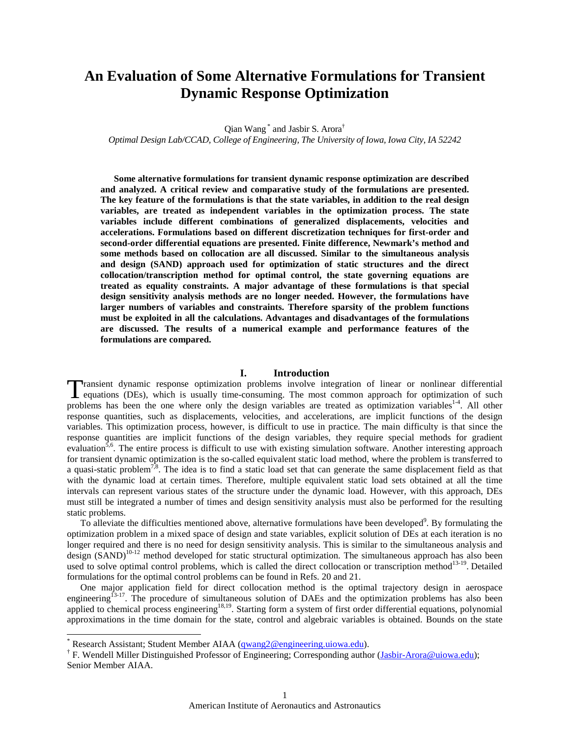# An Evaluation of Some Alternative Formulations for Transient Dynamic Response Optimization

Qian Wang [*] and Jasbir S. Arora[†]

*Optimal Design Lab/CCAD, College of Engineering, The University of Iowa, Iowa City, IA 52242*

**Some alternative formulations for transient dynamic response optimization are described and analyzed. A critical review and comparative study of the formulations are presented. The key feature of the formulations is that the state variables, in addition to the real design variables, are treated as independent variables in the optimization process. The state variables include different combinations of generalized displacements, velocities and accelerations. Formulations based on different discretization techniques for first-order and second-order differential equations are presented. Finite difference, Newmark's method and some methods based on collocation are all discussed. Similar to the simultaneous analysis and design (SAND) approach used for optimization of static structures and the direct collocation/transcription method for optimal control, the state governing equations are treated as equality constraints. A major advantage of these formulations is that special design sensitivity analysis methods are no longer needed. However, the formulations have larger numbers of variables and constraints. Therefore sparsity of the problem functions must be exploited in all the calculations. Advantages and disadvantages of the formulations are discussed. The results of a numerical example and performance features of the formulations are compared.**

## I. Introduction

Transient dynamic response optimization problems involve integration of linear or nonlinear differential equations (DEs), which is usually time-consuming. The most common approach for optimization of such problems has been the one where only the design variables are treated as optimization variables[1-4]. All other response quantities, such as displacements, velocities, and accelerations, are implicit functions of the design variables. This optimization process, however, is difficult to use in practice. The main difficulty is that since the response quantities are implicit functions of the design variables, they require special methods for gradient evaluation[5,6]. The entire process is difficult to use with existing simulation software. Another interesting approach for transient dynamic optimization is the so-called equivalent static load method, where the problem is transferred to a quasi-static problem[7,8]. The idea is to find a static load set that can generate the same displacement field as that with the dynamic load at certain times. Therefore, multiple equivalent static load sets obtained at all the time intervals can represent various states of the structure under the dynamic load. However, with this approach, DEs must still be integrated a number of times and design sensitivity analysis must also be performed for the resulting static problems.

To alleviate the difficulties mentioned above, alternative formulations have been developed[9]. By formulating the optimization problem in a mixed space of design and state variables, explicit solution of DEs at each iteration is no longer required and there is no need for design sensitivity analysis. This is similar to the simultaneous analysis and design (SAND)[10-12] method developed for static structural optimization. The simultaneous approach has also been used to solve optimal control problems, which is called the direct collocation or transcription method[13-19]. Detailed formulations for the optimal control problems can be found in Refs. 20 and 21.

One major application field for direct collocation method is the optimal trajectory design in aerospace engineering[13-17]. The procedure of simultaneous solution of DAEs and the optimization problems has also been applied to chemical process engineering[18,19]. Starting form a system of first order differential equations, polynomial approximations in the time domain for the state, control and algebraic variables is obtained. Bounds on the state

---

[*] Research Assistant; Student Member AIAA (qwang2@engineering.uiowa.edu).

[†] F. Wendell Miller Distinguished Professor of Engineering; Corresponding author (Jasbir-Arora@uiowa.edu); Senior Member AIAA.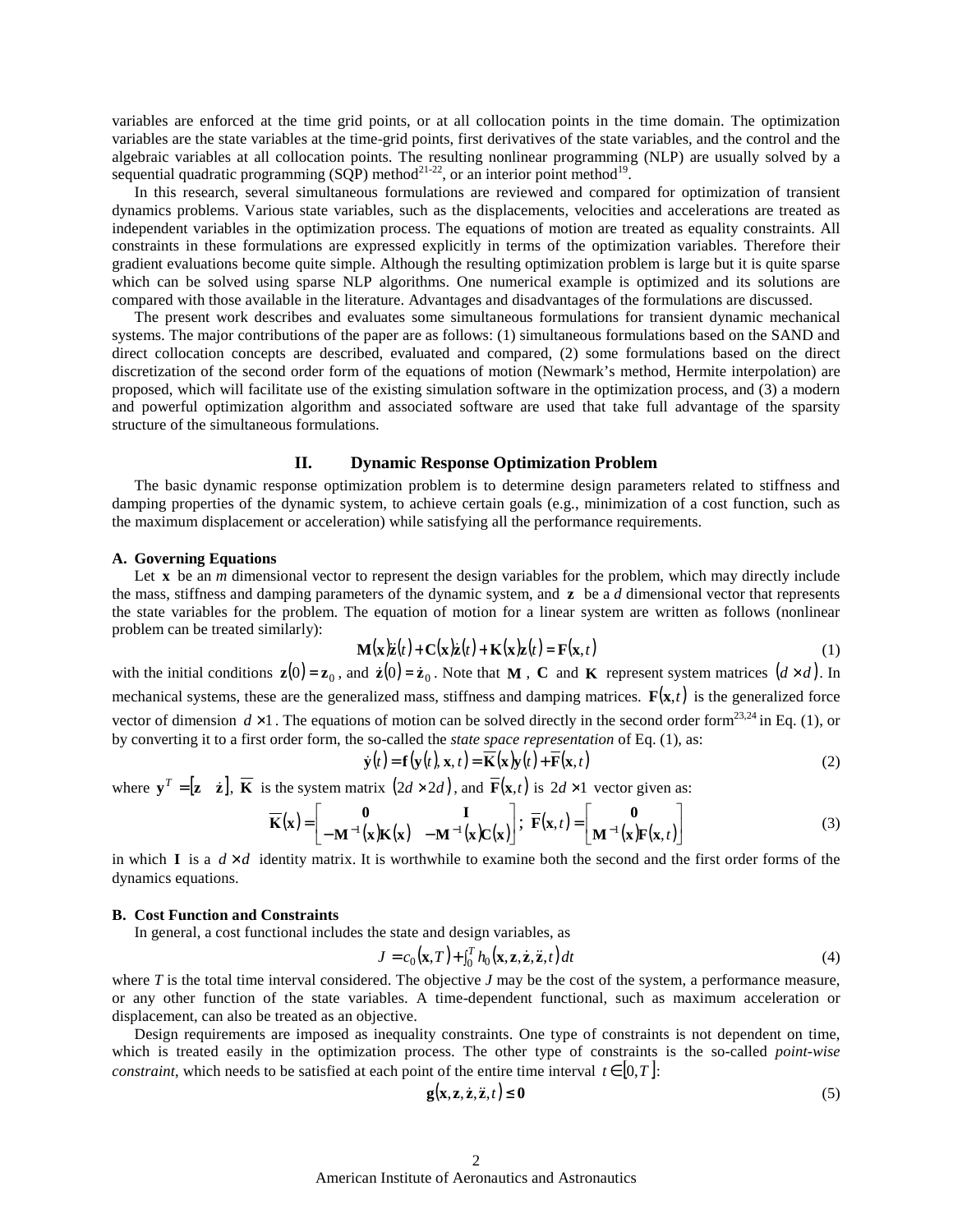variables are enforced at the time grid points, or at all collocation points in the time domain. The optimization variables are the state variables at the time-grid points, first derivatives of the state variables, and the control and the algebraic variables at all collocation points. The resulting nonlinear programming (NLP) are usually solved by a sequential quadratic programming (SQP) method[21-22], or an interior point method[19].

In this research, several simultaneous formulations are reviewed and compared for optimization of transient dynamics problems. Various state variables, such as the displacements, velocities and accelerations are treated as independent variables in the optimization process. The equations of motion are treated as equality constraints. All constraints in these formulations are expressed explicitly in terms of the optimization variables. Therefore their gradient evaluations become quite simple. Although the resulting optimization problem is large but it is quite sparse which can be solved using sparse NLP algorithms. One numerical example is optimized and its solutions are compared with those available in the literature. Advantages and disadvantages of the formulations are discussed.

The present work describes and evaluates some simultaneous formulations for transient dynamic mechanical systems. The major contributions of the paper are as follows: (1) simultaneous formulations based on the SAND and direct collocation concepts are described, evaluated and compared, (2) some formulations based on the direct discretization of the second order form of the equations of motion (Newmark's method, Hermite interpolation) are proposed, which will facilitate use of the existing simulation software in the optimization process, and (3) a modern and powerful optimization algorithm and associated software are used that take full advantage of the sparsity structure of the simultaneous formulations.

## II. Dynamic Response Optimization Problem

The basic dynamic response optimization problem is to determine design parameters related to stiffness and damping properties of the dynamic system, to achieve certain goals (e.g., minimization of a cost function, such as the maximum displacement or acceleration) while satisfying all the performance requirements.

### A. Governing Equations

Let $\mathbf{x}$ be an *m* dimensional vector to represent the design variables for the problem, which may directly include the mass, stiffness and damping parameters of the dynamic system, and $\mathbf{z}$ be a *d* dimensional vector that represents the state variables for the problem. The equation of motion for a linear system are written as follows (nonlinear problem can be treated similarly):

$$\mathbf{M}(\mathbf{x})\ddot{\mathbf{z}}(t)+\mathbf{C}(\mathbf{x})\dot{\mathbf{z}}(t)+\mathbf{K}(\mathbf{x})\mathbf{z}(t)=\mathbf{F}(\mathbf{x},t) \tag{1}$$

with the initial conditions $\mathbf{z}(0)=\mathbf{z}_0$, and $\dot{\mathbf{z}}(0)=\dot{\mathbf{z}}_0$. Note that $\mathbf{M}$, $\mathbf{C}$ and $\mathbf{K}$ represent system matrices $(d\times d)$. In mechanical systems, these are the generalized mass, stiffness and damping matrices. $\mathbf{F}(\mathbf{x},t)$ is the generalized force vector of dimension $d\times 1$. The equations of motion can be solved directly in the second order form[23,24] in Eq. (1), or by converting it to a first order form, the so-called the *state space representation* of Eq. (1), as:

$$\dot{\mathbf{y}}(t)=\mathbf{f}(\mathbf{y}(t),\mathbf{x},t)=\overline{\mathbf{K}}(\mathbf{x})\mathbf{y}(t)+\overline{\mathbf{F}}(\mathbf{x},t) \tag{2}$$

where $\mathbf{y}^T=[\mathbf{z}\quad \dot{\mathbf{z}}]$, $\overline{\mathbf{K}}$ is the system matrix $(2d\times 2d)$, and $\overline{\mathbf{F}}(\mathbf{x},t)$ is $2d\times 1$ vector given as:

$$\overline{\mathbf{K}}(\mathbf{x})=\begin{bmatrix}\mathbf{0} & \mathbf{I}\\ -\mathbf{M}^{-1}(\mathbf{x})\mathbf{K}(\mathbf{x}) & -\mathbf{M}^{-1}(\mathbf{x})\mathbf{C}(\mathbf{x})\end{bmatrix};\ \overline{\mathbf{F}}(\mathbf{x},t)=\begin{bmatrix}\mathbf{0}\\ \mathbf{M}^{-1}(\mathbf{x})\mathbf{F}(\mathbf{x},t)\end{bmatrix} \tag{3}$$

in which $\mathbf{I}$ is a $d\times d$ identity matrix. It is worthwhile to examine both the second and the first order forms of the dynamics equations.

### B. Cost Function and Constraints

In general, a cost functional includes the state and design variables, as

$$J=c_0(\mathbf{x},T)+\int_0^T h_0(\mathbf{x},\mathbf{z},\dot{\mathbf{z}},\ddot{\mathbf{z}},t)\,dt \tag{4}$$

where *T* is the total time interval considered. The objective *J* may be the cost of the system, a performance measure, or any other function of the state variables. A time-dependent functional, such as maximum acceleration or displacement, can also be treated as an objective.

Design requirements are imposed as inequality constraints. One type of constraints is not dependent on time, which is treated easily in the optimization process. The other type of constraints is the so-called *point-wise constraint*, which needs to be satisfied at each point of the entire time interval $t\in[0,T]$:

$$\mathbf{g}(\mathbf{x},\mathbf{z},\dot{\mathbf{z}},\ddot{\mathbf{z}},t)\leq \mathbf{0} \tag{5}$$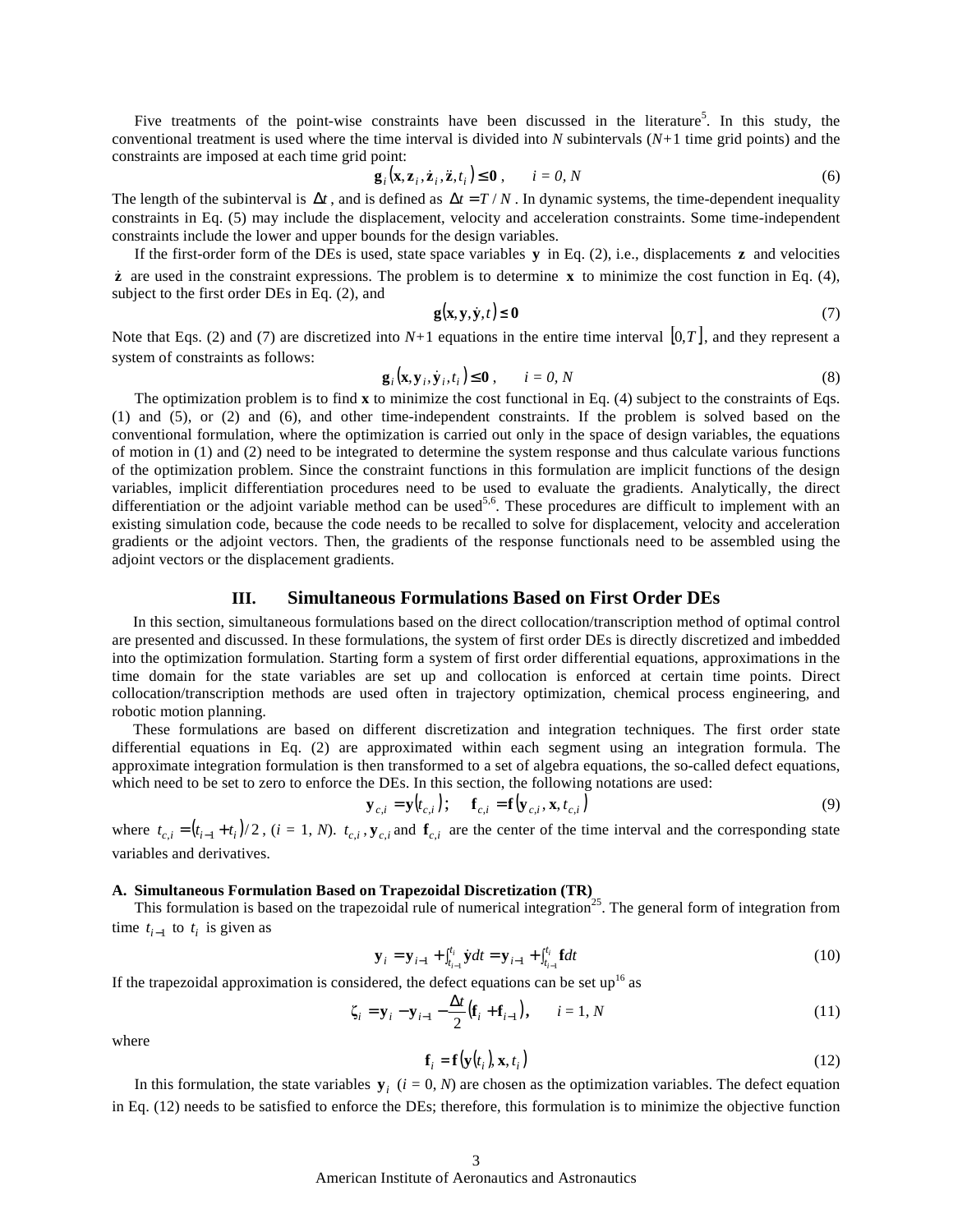Five treatments of the point-wise constraints have been discussed in the literature[5]. In this study, the conventional treatment is used where the time interval is divided into $N$ subintervals ($N$+1 time grid points) and the constraints are imposed at each time grid point:

$$\mathbf{g}_i\left(\mathbf{x}, \mathbf{z}_i, \dot{\mathbf{z}}_i, \ddot{\mathbf{z}}, t_i\right) \le \mathbf{0}\,, \qquad i = 0, N \tag{6}$$

The length of the subinterval is $\Delta t$, and is defined as $\Delta t = T / N$. In dynamic systems, the time-dependent inequality constraints in Eq. (5) may include the displacement, velocity and acceleration constraints. Some time-independent constraints include the lower and upper bounds for the design variables.

If the first-order form of the DEs is used, state space variables $\mathbf{y}$ in Eq. (2), i.e., displacements $\mathbf{z}$ and velocities $\dot{\mathbf{z}}$ are used in the constraint expressions. The problem is to determine $\mathbf{x}$ to minimize the cost function in Eq. (4), subject to the first order DEs in Eq. (2), and

$$\mathbf{g}\left(\mathbf{x}, \mathbf{y}, \dot{\mathbf{y}}, t\right) \le \mathbf{0} \tag{7}$$

Note that Eqs. (2) and (7) are discretized into $N$+1 equations in the entire time interval $\left[0, T\right]$, and they represent a system of constraints as follows:

$$\mathbf{g}_i\left(\mathbf{x}, \mathbf{y}_i, \dot{\mathbf{y}}_i, t_i\right) \le \mathbf{0}\,, \qquad i = 0, N \tag{8}$$

The optimization problem is to find **x** to minimize the cost functional in Eq. (4) subject to the constraints of Eqs. (1) and (5), or (2) and (6), and other time-independent constraints. If the problem is solved based on the conventional formulation, where the optimization is carried out only in the space of design variables, the equations of motion in (1) and (2) need to be integrated to determine the system response and thus calculate various functions of the optimization problem. Since the constraint functions in this formulation are implicit functions of the design variables, implicit differentiation procedures need to be used to evaluate the gradients. Analytically, the direct differentiation or the adjoint variable method can be used[5,6]. These procedures are difficult to implement with an existing simulation code, because the code needs to be recalled to solve for displacement, velocity and acceleration gradients or the adjoint vectors. Then, the gradients of the response functionals need to be assembled using the adjoint vectors or the displacement gradients.

## III. Simultaneous Formulations Based on First Order DEs

In this section, simultaneous formulations based on the direct collocation/transcription method of optimal control are presented and discussed. In these formulations, the system of first order DEs is directly discretized and imbedded into the optimization formulation. Starting form a system of first order differential equations, approximations in the time domain for the state variables are set up and collocation is enforced at certain time points. Direct collocation/transcription methods are used often in trajectory optimization, chemical process engineering, and robotic motion planning.

These formulations are based on different discretization and integration techniques. The first order state differential equations in Eq. (2) are approximated within each segment using an integration formula. The approximate integration formulation is then transformed to a set of algebra equations, the so-called defect equations, which need to be set to zero to enforce the DEs. In this section, the following notations are used:

$$\mathbf{y}_{c,i} = \mathbf{y}\left(t_{c,i}\right); \qquad \mathbf{f}_{c,i} = \mathbf{f}\left(\mathbf{y}_{c,i}, \mathbf{x}, t_{c,i}\right) \tag{9}$$

where $t_{c,i} = \left(t_{i-1} + t_i\right)/2$, ($i$ = 1, $N$). $t_{c,i}$, $\mathbf{y}_{c,i}$ and $\mathbf{f}_{c,i}$ are the center of the time interval and the corresponding state variables and derivatives.

### A. Simultaneous Formulation Based on Trapezoidal Discretization (TR)

This formulation is based on the trapezoidal rule of numerical integration[25]. The general form of integration from time $t_{i-1}$ to $t_i$ is given as

$$\mathbf{y}_i = \mathbf{y}_{i-1} + \int_{t_{i-1}}^{t_i} \dot{\mathbf{y}}\,dt = \mathbf{y}_{i-1} + \int_{t_{i-1}}^{t_i} \mathbf{f}\,dt \tag{10}$$

If the trapezoidal approximation is considered, the defect equations can be set up[16] as

$$\zeta_i = \mathbf{y}_i - \mathbf{y}_{i-1} - \frac{\Delta t}{2}\left(\mathbf{f}_i + \mathbf{f}_{i-1}\right), \qquad i = 1, N \tag{11}$$

where

$$\mathbf{f}_i = \mathbf{f}\left(\mathbf{y}\left(t_i\right), \mathbf{x}, t_i\right) \tag{12}$$

In this formulation, the state variables $\mathbf{y}_i$ ($i$ = 0, $N$) are chosen as the optimization variables. The defect equation in Eq. (12) needs to be satisfied to enforce the DEs; therefore, this formulation is to minimize the objective function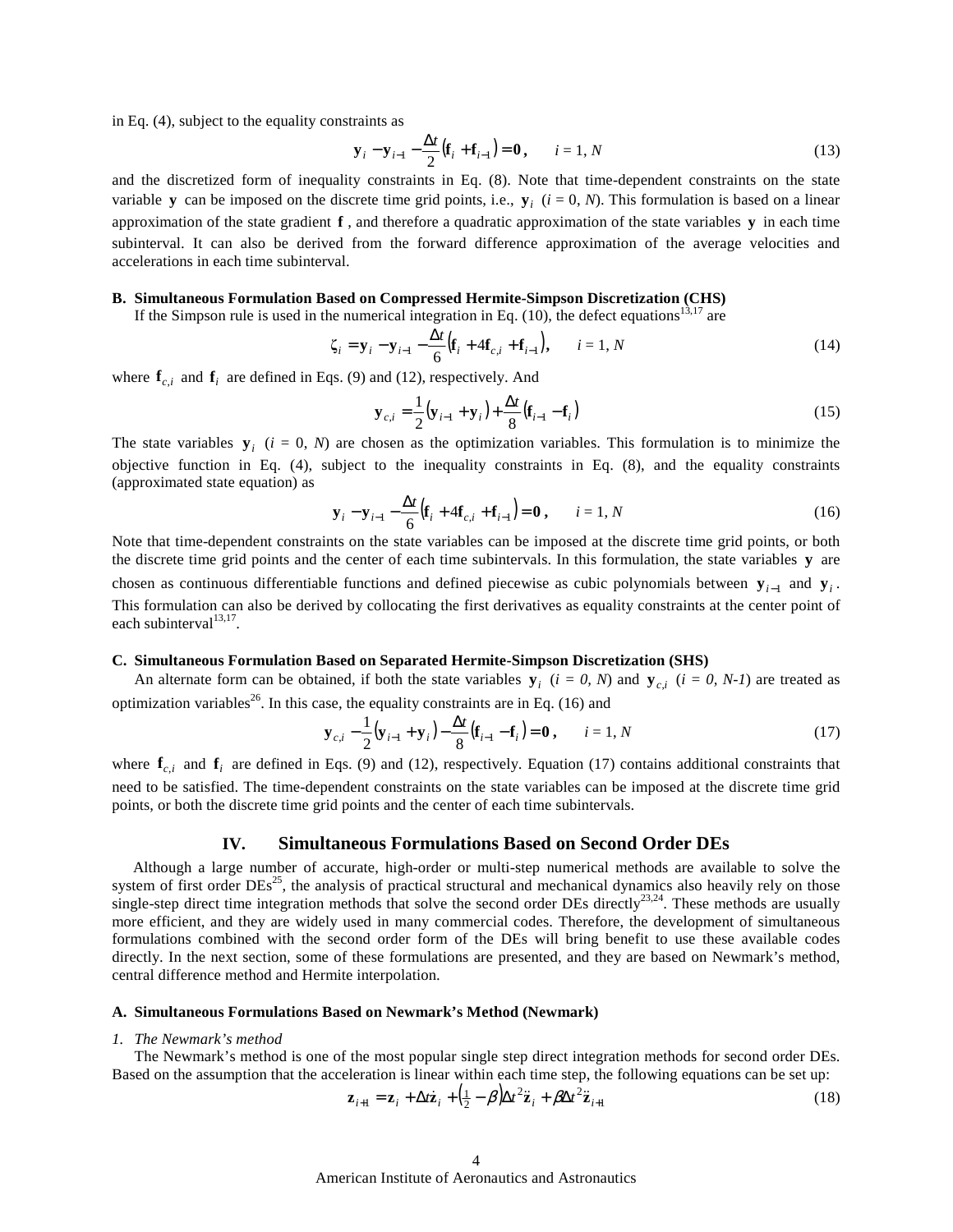in Eq. (4), subject to the equality constraints as

$$\mathbf{y}_i - \mathbf{y}_{i-1} - \frac{\Delta t}{2}\left(\mathbf{f}_i + \mathbf{f}_{i-1}\right) = \mathbf{0}, \qquad i = 1, N \tag{13}$$

and the discretized form of inequality constraints in Eq. (8). Note that time-dependent constraints on the state variable $\mathbf{y}$ can be imposed on the discrete time grid points, i.e., $\mathbf{y}_i$ ($i$ = 0, $N$). This formulation is based on a linear approximation of the state gradient $\mathbf{f}$, and therefore a quadratic approximation of the state variables $\mathbf{y}$ in each time subinterval. It can also be derived from the forward difference approximation of the average velocities and accelerations in each time subinterval.

### B. Simultaneous Formulation Based on Compressed Hermite-Simpson Discretization (CHS)

If the Simpson rule is used in the numerical integration in Eq. (10), the defect equations[13,17] are

$$\zeta_i = \mathbf{y}_i - \mathbf{y}_{i-1} - \frac{\Delta t}{6}\left(\mathbf{f}_i + 4\mathbf{f}_{c,i} + \mathbf{f}_{i-1}\right), \qquad i = 1, N \tag{14}$$

where $\mathbf{f}_{c,i}$ and $\mathbf{f}_i$ are defined in Eqs. (9) and (12), respectively. And

$$\mathbf{y}_{c,i} = \frac{1}{2}\left(\mathbf{y}_{i-1} + \mathbf{y}_i\right) + \frac{\Delta t}{8}\left(\mathbf{f}_{i-1} - \mathbf{f}_i\right) \tag{15}$$

The state variables $\mathbf{y}_i$ ($i$ = 0, $N$) are chosen as the optimization variables. This formulation is to minimize the objective function in Eq. (4), subject to the inequality constraints in Eq. (8), and the equality constraints (approximated state equation) as

$$\mathbf{y}_i - \mathbf{y}_{i-1} - \frac{\Delta t}{6}\left(\mathbf{f}_i + 4\mathbf{f}_{c,i} + \mathbf{f}_{i-1}\right) = \mathbf{0}, \qquad i = 1, N \tag{16}$$

Note that time-dependent constraints on the state variables can be imposed at the discrete time grid points, or both the discrete time grid points and the center of each time subintervals. In this formulation, the state variables $\mathbf{y}$ are chosen as continuous differentiable functions and defined piecewise as cubic polynomials between $\mathbf{y}_{i-1}$ and $\mathbf{y}_i$. This formulation can also be derived by collocating the first derivatives as equality constraints at the center point of each subinterval[13,17].

### C. Simultaneous Formulation Based on Separated Hermite-Simpson Discretization (SHS)

An alternate form can be obtained, if both the state variables $\mathbf{y}_i$ ($i = 0, N$) and $\mathbf{y}_{c,i}$ ($i = 0, N\text{-}1$) are treated as optimization variables[26]. In this case, the equality constraints are in Eq. (16) and

$$\mathbf{y}_{c,i} - \frac{1}{2}\left(\mathbf{y}_{i-1} + \mathbf{y}_i\right) - \frac{\Delta t}{8}\left(\mathbf{f}_{i-1} - \mathbf{f}_i\right) = \mathbf{0}, \qquad i = 1, N \tag{17}$$

where $\mathbf{f}_{c,i}$ and $\mathbf{f}_i$ are defined in Eqs. (9) and (12), respectively. Equation (17) contains additional constraints that need to be satisfied. The time-dependent constraints on the state variables can be imposed at the discrete time grid points, or both the discrete time grid points and the center of each time subintervals.

## IV. Simultaneous Formulations Based on Second Order DEs

Although a large number of accurate, high-order or multi-step numerical methods are available to solve the system of first order DEs[25], the analysis of practical structural and mechanical dynamics also heavily rely on those single-step direct time integration methods that solve the second order DEs directly[23,24]. These methods are usually more efficient, and they are widely used in many commercial codes. Therefore, the development of simultaneous formulations combined with the second order form of the DEs will bring benefit to use these available codes directly. In the next section, some of these formulations are presented, and they are based on Newmark's method, central difference method and Hermite interpolation.

### A. Simultaneous Formulations Based on Newmark's Method (Newmark)

*1. The Newmark's method*

The Newmark's method is one of the most popular single step direct integration methods for second order DEs. Based on the assumption that the acceleration is linear within each time step, the following equations can be set up:

$$\mathbf{z}_{i+1} = \mathbf{z}_i + \Delta t\dot{\mathbf{z}}_i + \left(\tfrac{1}{2} - \beta\right)\Delta t^2\ddot{\mathbf{z}}_i + \beta\Delta t^2\ddot{\mathbf{z}}_{i+1} \tag{18}$$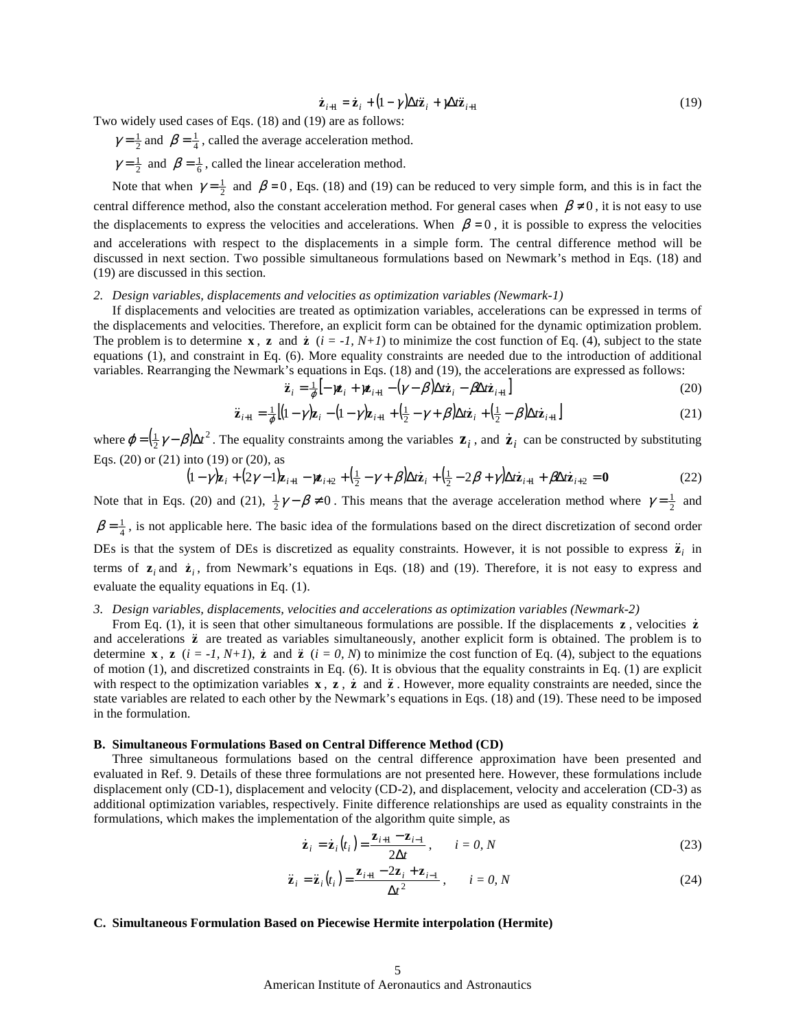$$\dot{\mathbf{z}}_{i+1} = \dot{\mathbf{z}}_i + (1-\gamma)\Delta t \ddot{\mathbf{z}}_i + \gamma \Delta t \ddot{\mathbf{z}}_{i+1} \tag{19}$$

Two widely used cases of Eqs. (18) and (19) are as follows:

$\gamma = \frac{1}{2}$ and $\beta = \frac{1}{4}$, called the average acceleration method.

$\gamma = \frac{1}{2}$ and $\beta = \frac{1}{6}$, called the linear acceleration method.

Note that when $\gamma = \frac{1}{2}$ and $\beta = 0$, Eqs. (18) and (19) can be reduced to very simple form, and this is in fact the central difference method, also the constant acceleration method. For general cases when $\beta \neq 0$, it is not easy to use the displacements to express the velocities and accelerations. When $\beta = 0$, it is possible to express the velocities and accelerations with respect to the displacements in a simple form. The central difference method will be discussed in next section. Two possible simultaneous formulations based on Newmark's method in Eqs. (18) and (19) are discussed in this section.

*2. Design variables, displacements and velocities as optimization variables (Newmark-1)*

If displacements and velocities are treated as optimization variables, accelerations can be expressed in terms of the displacements and velocities. Therefore, an explicit form can be obtained for the dynamic optimization problem. The problem is to determine $\mathbf{x}$, $\mathbf{z}$ and $\dot{\mathbf{z}}$ (*i = -1, N+1*) to minimize the cost function of Eq. (4), subject to the state equations (1), and constraint in Eq. (6). More equality constraints are needed due to the introduction of additional variables. Rearranging the Newmark's equations in Eqs. (18) and (19), the accelerations are expressed as follows:

$$\ddot{\mathbf{z}}_i = \tfrac{1}{\phi}\left[-\gamma \mathbf{z}_i + \gamma \mathbf{z}_{i+1} - (\gamma - \beta)\Delta t \dot{\mathbf{z}}_i - \beta \Delta t \dot{\mathbf{z}}_{i+1}\right] \tag{20}$$

$$\ddot{\mathbf{z}}_{i+1} = \tfrac{1}{\phi}\left[(1-\gamma)\mathbf{z}_i - (1-\gamma)\mathbf{z}_{i+1} + \left(\tfrac{1}{2} - \gamma + \beta\right)\Delta t \dot{\mathbf{z}}_i + \left(\tfrac{1}{2} - \beta\right)\Delta t \dot{\mathbf{z}}_{i+1}\right] \tag{21}$$

where $\phi = \left(\frac{1}{2}\gamma - \beta\right)\Delta t^2$. The equality constraints among the variables $\mathbf{z}_i$, and $\dot{\mathbf{z}}_i$ can be constructed by substituting Eqs. (20) or (21) into (19) or (20), as

$$(1-\gamma)\mathbf{z}_i + (2\gamma - 1)\mathbf{z}_{i+1} - \gamma \mathbf{z}_{i+2} + \left(\tfrac{1}{2} - \gamma + \beta\right)\Delta t \dot{\mathbf{z}}_i + \left(\tfrac{1}{2} - 2\beta + \gamma\right)\Delta t \dot{\mathbf{z}}_{i+1} + \beta \Delta t \dot{\mathbf{z}}_{i+2} = \mathbf{0} \tag{22}$$

Note that in Eqs. (20) and (21), $\frac{1}{2}\gamma - \beta \neq 0$. This means that the average acceleration method where $\gamma = \frac{1}{2}$ and $\beta = \frac{1}{4}$, is not applicable here. The basic idea of the formulations based on the direct discretization of second order DEs is that the system of DEs is discretized as equality constraints. However, it is not possible to express $\ddot{\mathbf{z}}_i$ in terms of $\mathbf{z}_i$ and $\dot{\mathbf{z}}_i$, from Newmark's equations in Eqs. (18) and (19). Therefore, it is not easy to express and evaluate the equality equations in Eq. (1).

*3. Design variables, displacements, velocities and accelerations as optimization variables (Newmark-2)*

From Eq. (1), it is seen that other simultaneous formulations are possible. If the displacements $\mathbf{z}$, velocities $\dot{\mathbf{z}}$ and accelerations $\ddot{\mathbf{z}}$ are treated as variables simultaneously, another explicit form is obtained. The problem is to determine $\mathbf{x}$, $\mathbf{z}$ (*i = -1, N+1*), $\dot{\mathbf{z}}$ and $\ddot{\mathbf{z}}$ (*i = 0, N*) to minimize the cost function of Eq. (4), subject to the equations of motion (1), and discretized constraints in Eq. (6). It is obvious that the equality constraints in Eq. (1) are explicit with respect to the optimization variables $\mathbf{x}$, $\mathbf{z}$, $\dot{\mathbf{z}}$ and $\ddot{\mathbf{z}}$. However, more equality constraints are needed, since the state variables are related to each other by the Newmark's equations in Eqs. (18) and (19). These need to be imposed in the formulation.

### B. Simultaneous Formulations Based on Central Difference Method (CD)

Three simultaneous formulations based on the central difference approximation have been presented and evaluated in Ref. 9. Details of these three formulations are not presented here. However, these formulations include displacement only (CD-1), displacement and velocity (CD-2), and displacement, velocity and acceleration (CD-3) as additional optimization variables, respectively. Finite difference relationships are used as equality constraints in the formulations, which makes the implementation of the algorithm quite simple, as

$$\dot{\mathbf{z}}_i = \dot{\mathbf{z}}_i(t_i) = \frac{\mathbf{z}_{i+1} - \mathbf{z}_{i-1}}{2\Delta t}, \qquad i = 0, N \tag{23}$$

$$\ddot{\mathbf{z}}_i = \ddot{\mathbf{z}}_i(t_i) = \frac{\mathbf{z}_{i+1} - 2\mathbf{z}_i + \mathbf{z}_{i-1}}{\Delta t^2}, \qquad i = 0, N \tag{24}$$

### C. Simultaneous Formulation Based on Piecewise Hermite interpolation (Hermite)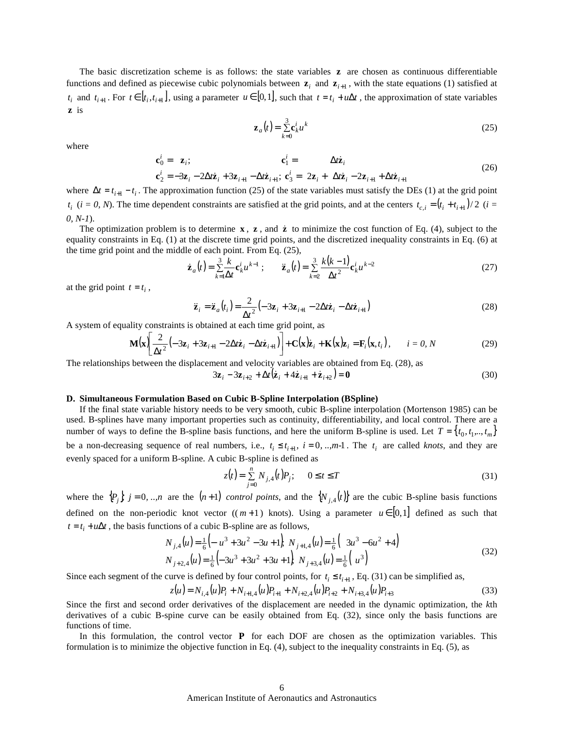The basic discretization scheme is as follows: the state variables $\mathbf{z}$ are chosen as continuous differentiable functions and defined as piecewise cubic polynomials between $\mathbf{z}_i$ and $\mathbf{z}_{i+1}$, with the state equations (1) satisfied at $t_i$ and $t_{i+1}$. For $t \in [t_i, t_{i+1}]$, using a parameter $u \in [0,1]$, such that $t = t_i + u\Delta t$, the approximation of state variables $\mathbf{z}$ is

$$\mathbf{z}_a(t) = \sum_{k=0}^{3} \mathbf{c}_k^i u^k \tag{25}$$

where

$$\begin{aligned} \mathbf{c}_0^i &= \mathbf{z}_i; \qquad \mathbf{c}_1^i = \Delta t \dot{\mathbf{z}}_i \\ \mathbf{c}_2^i &= -3\mathbf{z}_i - 2\Delta t \dot{\mathbf{z}}_i + 3\mathbf{z}_{i+1} - \Delta t \dot{\mathbf{z}}_{i+1}; \; \mathbf{c}_3^i = 2\mathbf{z}_i + \Delta t \dot{\mathbf{z}}_i - 2\mathbf{z}_{i+1} + \Delta t \dot{\mathbf{z}}_{i+1} \end{aligned} \tag{26}$$

where $\Delta t = t_{i+1} - t_i$. The approximation function (25) of the state variables must satisfy the DEs (1) at the grid point $t_i$ ($i = 0, N$). The time dependent constraints are satisfied at the grid points, and at the centers $t_{c,i} = (t_i + t_{i+1})/2$ ($i = 0, N\text{-}1$).

The optimization problem is to determine $\mathbf{x}$, $\mathbf{z}$, and $\dot{\mathbf{z}}$ to minimize the cost function of Eq. (4), subject to the equality constraints in Eq. (1) at the discrete time grid points, and the discretized inequality constraints in Eq. (6) at the time grid point and the middle of each point. From Eq. (25),

$$\dot{\mathbf{z}}_a(t) = \sum_{k=1}^{3} \frac{k}{\Delta t} \mathbf{c}_k^i u^{k-1}; \qquad \ddot{\mathbf{z}}_a(t) = \sum_{k=2}^{3} \frac{k(k-1)}{\Delta t^2} \mathbf{c}_k^i u^{k-2} \tag{27}$$

at the grid point $t = t_i$,

$$\ddot{\mathbf{z}}_i = \ddot{\mathbf{z}}_a(t_i) = \frac{2}{\Delta t^2}\left(-3\mathbf{z}_i + 3\mathbf{z}_{i+1} - 2\Delta t \dot{\mathbf{z}}_i - \Delta t \dot{\mathbf{z}}_{i+1}\right) \tag{28}$$

A system of equality constraints is obtained at each time grid point, as

$$\mathbf{M}(\mathbf{x})\left[\frac{2}{\Delta t^2}\left(-3\mathbf{z}_i + 3\mathbf{z}_{i+1} - 2\Delta t \dot{\mathbf{z}}_i - \Delta t \dot{\mathbf{z}}_{i+1}\right)\right] + \mathbf{C}(\mathbf{x})\dot{\mathbf{z}}_i + \mathbf{K}(\mathbf{x})\mathbf{z}_i = \mathbf{F}_i(\mathbf{x}, t_i), \qquad i = 0, N \tag{29}$$

The relationships between the displacement and velocity variables are obtained from Eq. (28), as

$$3\mathbf{z}_i - 3\mathbf{z}_{i+2} + \Delta t\left(\dot{\mathbf{z}}_i + 4\dot{\mathbf{z}}_{i+1} + \dot{\mathbf{z}}_{i+2}\right) = \mathbf{0} \tag{30}$$

### D. Simultaneous Formulation Based on Cubic B-Spline Interpolation (BSpline)

If the final state variable history needs to be very smooth, cubic B-spline interpolation (Mortenson 1985) can be used. B-splines have many important properties such as continuity, differentiability, and local control. There are a number of ways to define the B-spline basis functions, and here the uniform B-spline is used. Let $T = \{t_0, t_1, .., t_m\}$ be a non-decreasing sequence of real numbers, i.e., $t_i \le t_{i+1}$, $i = 0, .., m\text{-}1$. The $t_i$ are called *knots*, and they are evenly spaced for a uniform B-spline. A cubic B-spline is defined as

$$z(t) = \sum_{j=0}^{n} N_{j,4}(t) P_j; \qquad 0 \le t \le T \tag{31}$$

where the $\{P_j\}$ $j = 0, .., n$ are the $(n+1)$ *control points*, and the $\{N_{j,4}(t)\}$ are the cubic B-spline basis functions defined on the non-periodic knot vector ($(m+1)$ knots). Using a parameter $u \in [0,1]$ defined as such that $t = t_i + u\Delta t$, the basis functions of a cubic B-spline are as follows,

$$\begin{aligned} N_{j,4}(u) &= \tfrac{1}{6}\left(-u^3 + 3u^2 - 3u + 1\right); \; N_{j+1,4}(u) = \tfrac{1}{6}\left(3u^3 - 6u^2 + 4\right) \\ N_{j+2,4}(u) &= \tfrac{1}{6}\left(-3u^3 + 3u^2 + 3u + 1\right); \; N_{j+3,4}(u) = \tfrac{1}{6}\left(u^3\right) \end{aligned} \tag{32}$$

Since each segment of the curve is defined by four control points, for $t_i \le t_{i+1}$, Eq. (31) can be simplified as,

$$z(u) = N_{i,4}(u) P_i + N_{i+1,4}(u) P_{i+1} + N_{i+2,4}(u) P_{i+2} + N_{i+3,4}(u) P_{i+3} \tag{33}$$

Since the first and second order derivatives of the displacement are needed in the dynamic optimization, the *k*th derivatives of a cubic B-spine curve can be easily obtained from Eq. (32), since only the basis functions are functions of time.

In this formulation, the control vector $\mathbf{P}$ for each DOF are chosen as the optimization variables. This formulation is to minimize the objective function in Eq. (4), subject to the inequality constraints in Eq. (5), as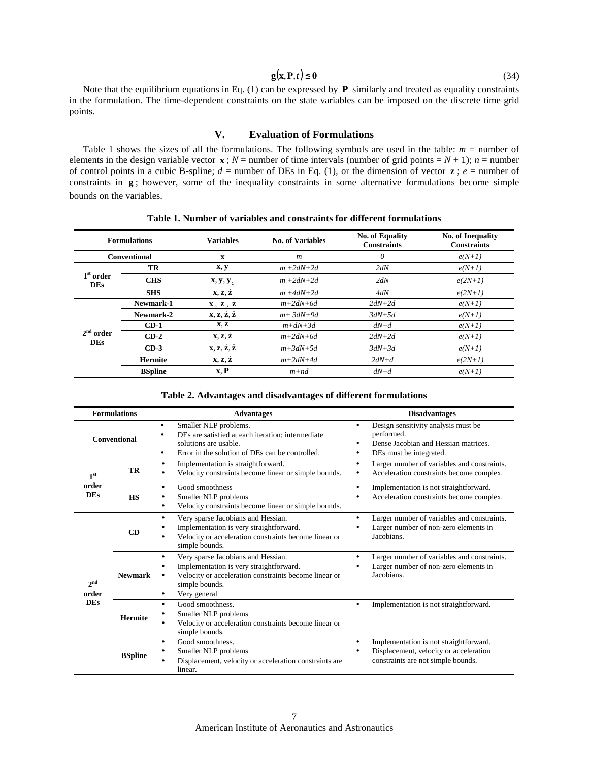$$\mathbf{g}(\mathbf{x},\mathbf{P},t) \leq \mathbf{0} \tag{34}$$

Note that the equilibrium equations in Eq. (1) can be expressed by $\mathbf{P}$ similarly and treated as equality constraints in the formulation. The time-dependent constraints on the state variables can be imposed on the discrete time grid points.

## V. Evaluation of Formulations

Table 1 shows the sizes of all the formulations. The following symbols are used in the table: $m$ = number of elements in the design variable vector $\mathbf{x}$; $N$ = number of time intervals (number of grid points = $N + 1$); $n$ = number of control points in a cubic B-spline; $d$ = number of DEs in Eq. (1), or the dimension of vector $\mathbf{z}$; $e$ = number of constraints in $\mathbf{g}$; however, some of the inequality constraints in some alternative formulations become simple bounds on the variables.

**Table 1. Number of variables and constraints for different formulations**

| Formulations | | Variables | No. of Variables | No. of Equality Constraints | No. of Inequality Constraints |
|---|---|---|---|---|---|
| Conventional | | $\mathbf{x}$ | $m$ | $0$ | $e(N+1)$ |
| 1st order DEs | TR | $\mathbf{x}, \mathbf{y}$ | $m+2dN+2d$ | $2dN$ | $e(N+1)$ |
| | CHS | $\mathbf{x}, \mathbf{y}, \mathbf{y}_c$ | $m+2dN+2d$ | $2dN$ | $e(2N+1)$ |
| | SHS | $\mathbf{x}, \mathbf{z}, \dot{\mathbf{z}}$ | $m+4dN+2d$ | $4dN$ | $e(2N+1)$ |
| 2nd order DEs | Newmark-1 | $\mathbf{x}, \mathbf{z}, \dot{\mathbf{z}}$ | $m+2dN+6d$ | $2dN+2d$ | $e(N+1)$ |
| | Newmark-2 | $\mathbf{x}, \mathbf{z}, \dot{\mathbf{z}}, \ddot{\mathbf{z}}$ | $m+3dN+9d$ | $3dN+5d$ | $e(N+1)$ |
| | CD-1 | $\mathbf{x}, \mathbf{z}$ | $m+dN+3d$ | $dN+d$ | $e(N+1)$ |
| | CD-2 | $\mathbf{x}, \mathbf{z}, \dot{\mathbf{z}}$ | $m+2dN+6d$ | $2dN+2d$ | $e(N+1)$ |
| | CD-3 | $\mathbf{x}, \mathbf{z}, \dot{\mathbf{z}}, \ddot{\mathbf{z}}$ | $m+3dN+5d$ | $3dN+3d$ | $e(N+1)$ |
| | Hermite | $\mathbf{x}, \mathbf{z}, \dot{\mathbf{z}}$ | $m+2dN+4d$ | $2dN+d$ | $e(2N+1)$ |
| | BSpline | $\mathbf{x}, \mathbf{P}$ | $m+nd$ | $dN+d$ | $e(N+1)$ |

**Table 2. Advantages and disadvantages of different formulations**

| Formulations | | Advantages | Disadvantages |
|---|---|---|---|
| Conventional | | • Smaller NLP problems. <br> • DEs are satisfied at each iteration; intermediate solutions are usable. <br> • Error in the solution of DEs can be controlled. | • Design sensitivity analysis must be performed. <br> • Dense Jacobian and Hessian matrices. <br> • DEs must be integrated. |
| 1st order DEs | TR | • Implementation is straightforward. <br> • Velocity constraints become linear or simple bounds. | • Larger number of variables and constraints. <br> • Acceleration constraints become complex. |
| | HS | • Good smoothness <br> • Smaller NLP problems <br> • Velocity constraints become linear or simple bounds. | • Implementation is not straightforward. <br> • Acceleration constraints become complex. |
| 2nd order DEs | CD | • Very sparse Jacobians and Hessian. <br> • Implementation is very straightforward. <br> • Velocity or acceleration constraints become linear or simple bounds. | • Larger number of variables and constraints. <br> • Larger number of non-zero elements in Jacobians. |
| | Newmark | • Very sparse Jacobians and Hessian. <br> • Implementation is very straightforward. <br> • Velocity or acceleration constraints become linear or simple bounds. <br> • Very general | • Larger number of variables and constraints. <br> • Larger number of non-zero elements in Jacobians. |
| | Hermite | • Good smoothness. <br> • Smaller NLP problems <br> • Velocity or acceleration constraints become linear or simple bounds. | • Implementation is not straightforward. |
| | BSpline | • Good smoothness. <br> • Smaller NLP problems <br> • Displacement, velocity or acceleration constraints are linear. | • Implementation is not straightforward. <br> • Displacement, velocity or acceleration constraints are not simple bounds. |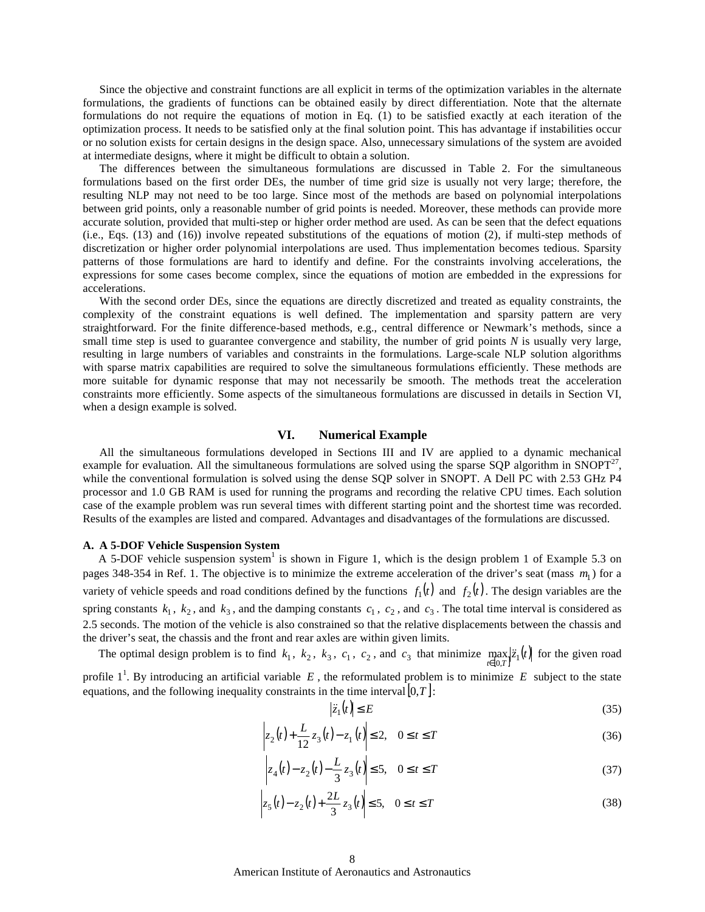Since the objective and constraint functions are all explicit in terms of the optimization variables in the alternate formulations, the gradients of functions can be obtained easily by direct differentiation. Note that the alternate formulations do not require the equations of motion in Eq. (1) to be satisfied exactly at each iteration of the optimization process. It needs to be satisfied only at the final solution point. This has advantage if instabilities occur or no solution exists for certain designs in the design space. Also, unnecessary simulations of the system are avoided at intermediate designs, where it might be difficult to obtain a solution.

The differences between the simultaneous formulations are discussed in Table 2. For the simultaneous formulations based on the first order DEs, the number of time grid size is usually not very large; therefore, the resulting NLP may not need to be too large. Since most of the methods are based on polynomial interpolations between grid points, only a reasonable number of grid points is needed. Moreover, these methods can provide more accurate solution, provided that multi-step or higher order method are used. As can be seen that the defect equations (i.e., Eqs. (13) and (16)) involve repeated substitutions of the equations of motion (2), if multi-step methods of discretization or higher order polynomial interpolations are used. Thus implementation becomes tedious. Sparsity patterns of those formulations are hard to identify and define. For the constraints involving accelerations, the expressions for some cases become complex, since the equations of motion are embedded in the expressions for accelerations.

With the second order DEs, since the equations are directly discretized and treated as equality constraints, the complexity of the constraint equations is well defined. The implementation and sparsity pattern are very straightforward. For the finite difference-based methods, e.g., central difference or Newmark's methods, since a small time step is used to guarantee convergence and stability, the number of grid points $N$ is usually very large, resulting in large numbers of variables and constraints in the formulations. Large-scale NLP solution algorithms with sparse matrix capabilities are required to solve the simultaneous formulations efficiently. These methods are more suitable for dynamic response that may not necessarily be smooth. The methods treat the acceleration constraints more efficiently. Some aspects of the simultaneous formulations are discussed in details in Section VI, when a design example is solved.

## VI. Numerical Example

All the simultaneous formulations developed in Sections III and IV are applied to a dynamic mechanical example for evaluation. All the simultaneous formulations are solved using the sparse SQP algorithm in SNOPT[27], while the conventional formulation is solved using the dense SQP solver in SNOPT. A Dell PC with 2.53 GHz P4 processor and 1.0 GB RAM is used for running the programs and recording the relative CPU times. Each solution case of the example problem was run several times with different starting point and the shortest time was recorded. Results of the examples are listed and compared. Advantages and disadvantages of the formulations are discussed.

### A. A 5-DOF Vehicle Suspension System

A 5-DOF vehicle suspension system[1] is shown in Figure 1, which is the design problem 1 of Example 5.3 on pages 348-354 in Ref. 1. The objective is to minimize the extreme acceleration of the driver's seat (mass $m_1$) for a variety of vehicle speeds and road conditions defined by the functions $f_1(t)$ and $f_2(t)$. The design variables are the spring constants $k_1$, $k_2$, and $k_3$, and the damping constants $c_1$, $c_2$, and $c_3$. The total time interval is considered as 2.5 seconds. The motion of the vehicle is also constrained so that the relative displacements between the chassis and the driver's seat, the chassis and the front and rear axles are within given limits.

The optimal design problem is to find $k_1$, $k_2$, $k_3$, $c_1$, $c_2$, and $c_3$ that minimize $\max\limits_{t\in[0,T]}|\ddot{z}_1(t)|$ for the given road profile 1[1]. By introducing an artificial variable $E$, the reformulated problem is to minimize $E$ subject to the state equations, and the following inequality constraints in the time interval $[0,T]$:

$$|\ddot{z}_1(t)| \le E \tag{35}$$

$$\left|z_2(t) + \frac{L}{12} z_3(t) - z_1(t)\right| \le 2, \quad 0 \le t \le T \tag{36}$$

$$\left|z_4(t) - z_2(t) - \frac{L}{3} z_3(t)\right| \le 5, \quad 0 \le t \le T \tag{37}$$

$$\left|z_5(t) - z_2(t) + \frac{2L}{3} z_3(t)\right| \le 5, \quad 0 \le t \le T \tag{38}$$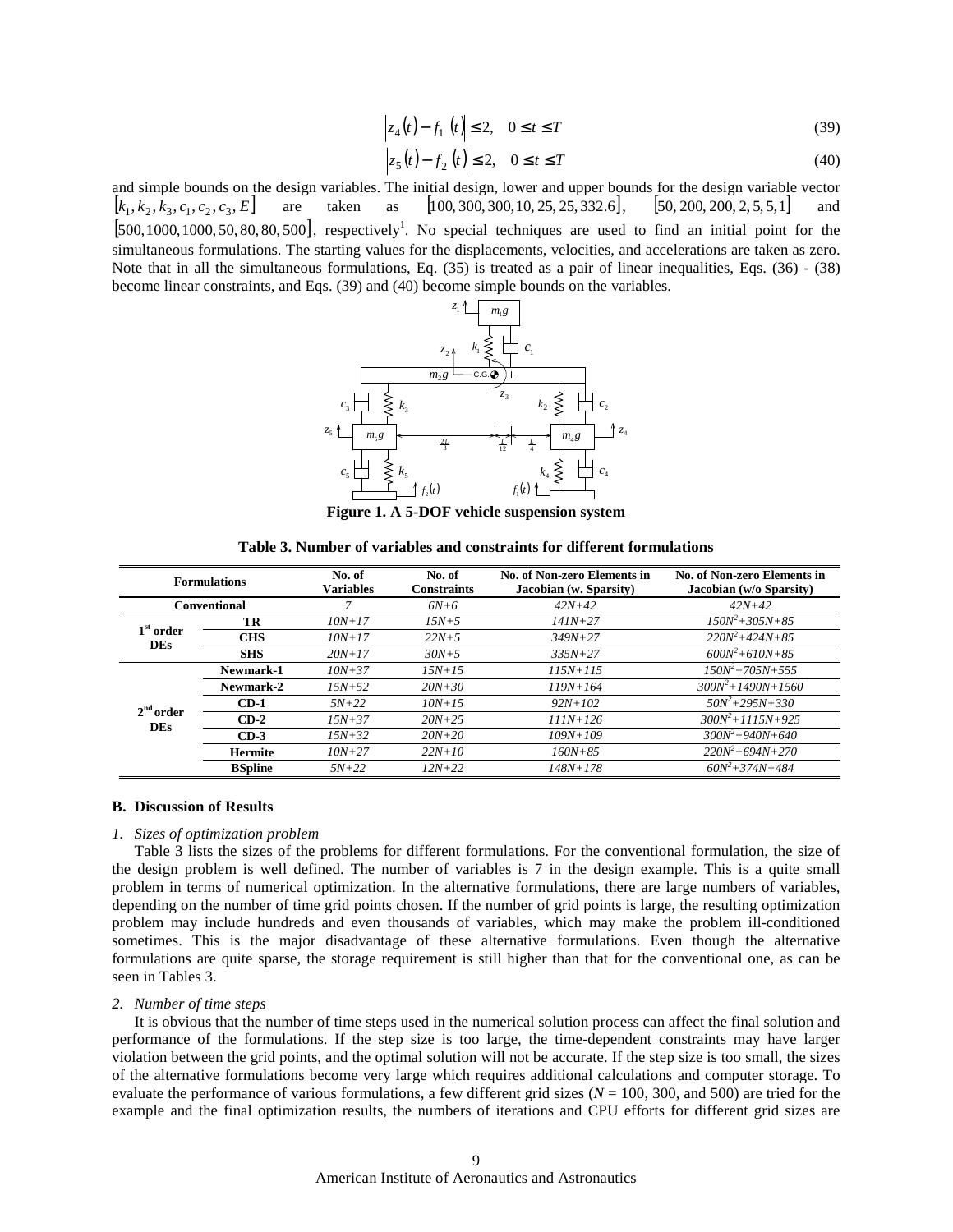$$\left|z_4(t) - f_1(t)\right| \le 2, \quad 0 \le t \le T \tag{39}$$

$$\left|z_5(t) - f_2(t)\right| \le 2, \quad 0 \le t \le T \tag{40}$$

and simple bounds on the design variables. The initial design, lower and upper bounds for the design variable vector $[k_1, k_2, k_3, c_1, c_2, c_3, E]$ are taken as $[100, 300, 300, 10, 25, 25, 332.6]$, $[50, 200, 200, 2, 5, 5, 1]$ and $[500, 1000, 1000, 50, 80, 80, 500]$, respectively[1]. No special techniques are used to find an initial point for the simultaneous formulations. The starting values for the displacements, velocities, and accelerations are taken as zero. Note that in all the simultaneous formulations, Eq. (35) is treated as a pair of linear inequalities, Eqs. (36) - (38) become linear constraints, and Eqs. (39) and (40) become simple bounds on the variables.

**Figure 1. A 5-DOF vehicle suspension system**

**Table 3. Number of variables and constraints for different formulations**

| Formulations | | No. of Variables | No. of Constraints | No. of Non-zero Elements in Jacobian (w. Sparsity) | No. of Non-zero Elements in Jacobian (w/o Sparsity) |
|---|---|---|---|---|---|
| **Conventional** | | *7* | *6N+6* | *42N+42* | *42N+42* |
| **1st order DEs** | **TR** | *10N+17* | *15N+5* | *141N+27* | *$150N^2$+305N+85* |
| | **CHS** | *10N+17* | *22N+5* | *349N+27* | *$220N^2$+424N+85* |
| | **SHS** | *20N+17* | *30N+5* | *335N+27* | *$600N^2$+610N+85* |
| **2nd order DEs** | **Newmark-1** | *10N+37* | *15N+15* | *115N+115* | *$150N^2$+705N+555* |
| | **Newmark-2** | *15N+52* | *20N+30* | *119N+164* | *$300N^2$+1490N+1560* |
| | **CD-1** | *5N+22* | *10N+15* | *92N+102* | *$50N^2$+295N+330* |
| | **CD-2** | *15N+37* | *20N+25* | *111N+126* | *$300N^2$+1115N+925* |
| | **CD-3** | *15N+32* | *20N+20* | *109N+109* | *$300N^2$+940N+640* |
| | **Hermite** | *10N+27* | *22N+10* | *160N+85* | *$220N^2$+694N+270* |
| | **BSpline** | *5N+22* | *12N+22* | *148N+178* | *$60N^2$+374N+484* |

### B. Discussion of Results

*1. Sizes of optimization problem*

Table 3 lists the sizes of the problems for different formulations. For the conventional formulation, the size of the design problem is well defined. The number of variables is 7 in the design example. This is a quite small problem in terms of numerical optimization. In the alternative formulations, there are large numbers of variables, depending on the number of time grid points chosen. If the number of grid points is large, the resulting optimization problem may include hundreds and even thousands of variables, which may make the problem ill-conditioned sometimes. This is the major disadvantage of these alternative formulations. Even though the alternative formulations are quite sparse, the storage requirement is still higher than that for the conventional one, as can be seen in Tables 3.

*2. Number of time steps*

It is obvious that the number of time steps used in the numerical solution process can affect the final solution and performance of the formulations. If the step size is too large, the time-dependent constraints may have larger violation between the grid points, and the optimal solution will not be accurate. If the step size is too small, the sizes of the alternative formulations become very large which requires additional calculations and computer storage. To evaluate the performance of various formulations, a few different grid sizes ($N$ = 100, 300, and 500) are tried for the example and the final optimization results, the numbers of iterations and CPU efforts for different grid sizes are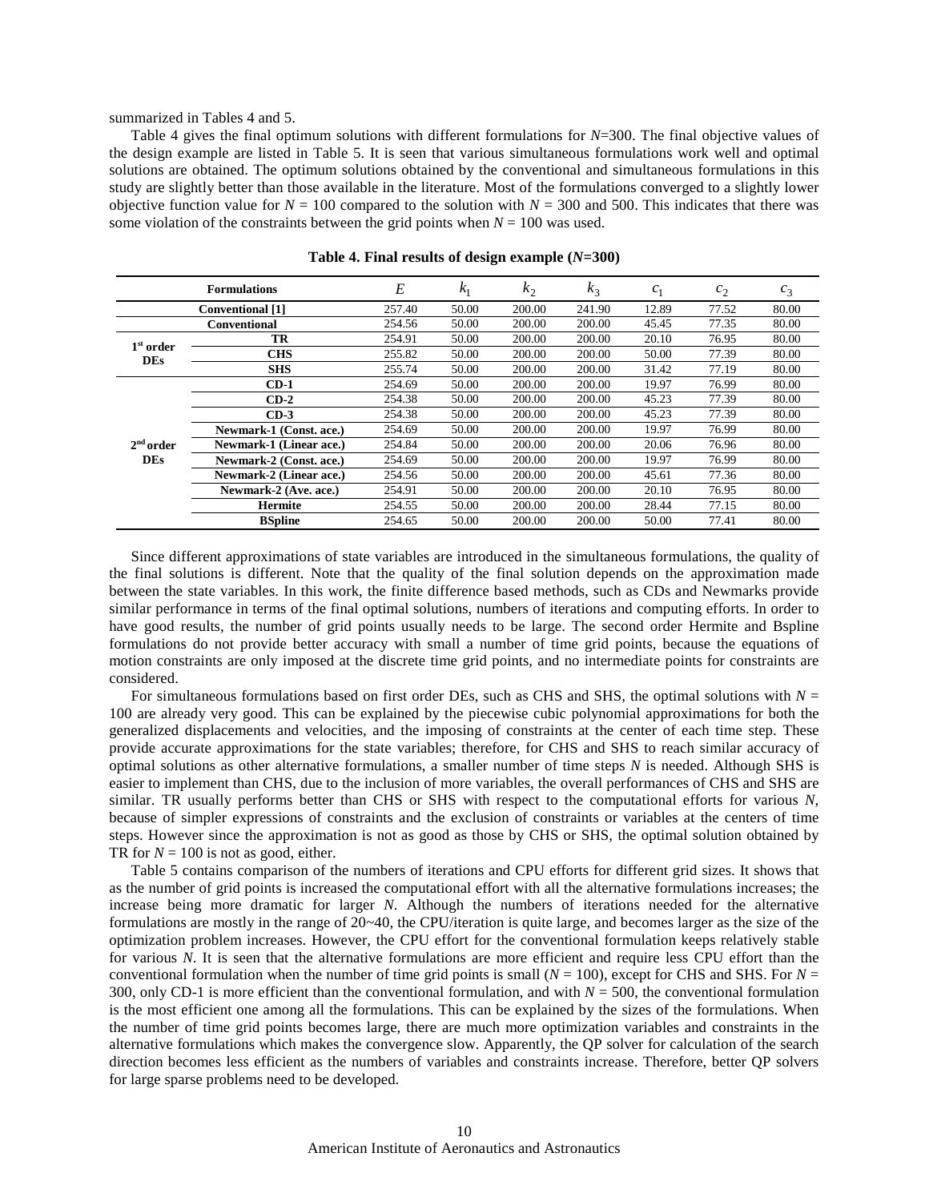summarized in Tables 4 and 5.

Table 4 gives the final optimum solutions with different formulations for $N$=300. The final objective values of the design example are listed in Table 5. It is seen that various simultaneous formulations work well and optimal solutions are obtained. The optimum solutions obtained by the conventional and simultaneous formulations in this study are slightly better than those available in the literature. Most of the formulations converged to a slightly lower objective function value for $N$ = 100 compared to the solution with $N$ = 300 and 500. This indicates that there was some violation of the constraints between the grid points when $N$ = 100 was used.

**Table 4. Final results of design example ($N$=300)**

| | Formulations | $E$ | $k_1$ | $k_2$ | $k_3$ | $c_1$ | $c_2$ | $c_3$ |
|---|---|---|---|---|---|---|---|---|
| | **Conventional [1]** | 257.40 | 50.00 | 200.00 | 241.90 | 12.89 | 77.52 | 80.00 |
| | **Conventional** | 254.56 | 50.00 | 200.00 | 200.00 | 45.45 | 77.35 | 80.00 |
| **1st order DEs** | **TR** | 254.91 | 50.00 | 200.00 | 200.00 | 20.10 | 76.95 | 80.00 |
| | **CHS** | 255.82 | 50.00 | 200.00 | 200.00 | 50.00 | 77.39 | 80.00 |
| | **SHS** | 255.74 | 50.00 | 200.00 | 200.00 | 31.42 | 77.19 | 80.00 |
| **2nd order DEs** | **CD-1** | 254.69 | 50.00 | 200.00 | 200.00 | 19.97 | 76.99 | 80.00 |
| | **CD-2** | 254.38 | 50.00 | 200.00 | 200.00 | 45.23 | 77.39 | 80.00 |
| | **CD-3** | 254.38 | 50.00 | 200.00 | 200.00 | 45.23 | 77.39 | 80.00 |
| | **Newmark-1 (Const. ace.)** | 254.69 | 50.00 | 200.00 | 200.00 | 19.97 | 76.99 | 80.00 |
| | **Newmark-1 (Linear ace.)** | 254.84 | 50.00 | 200.00 | 200.00 | 20.06 | 76.96 | 80.00 |
| | **Newmark-2 (Const. ace.)** | 254.69 | 50.00 | 200.00 | 200.00 | 19.97 | 76.99 | 80.00 |
| | **Newmark-2 (Linear ace.)** | 254.56 | 50.00 | 200.00 | 200.00 | 45.61 | 77.36 | 80.00 |
| | **Newmark-2 (Ave. ace.)** | 254.91 | 50.00 | 200.00 | 200.00 | 20.10 | 76.95 | 80.00 |
| | **Hermite** | 254.55 | 50.00 | 200.00 | 200.00 | 28.44 | 77.15 | 80.00 |
| | **BSpline** | 254.65 | 50.00 | 200.00 | 200.00 | 50.00 | 77.41 | 80.00 |

Since different approximations of state variables are introduced in the simultaneous formulations, the quality of the final solutions is different. Note that the quality of the final solution depends on the approximation made between the state variables. In this work, the finite difference based methods, such as CDs and Newmarks provide similar performance in terms of the final optimal solutions, numbers of iterations and computing efforts. In order to have good results, the number of grid points usually needs to be large. The second order Hermite and Bspline formulations do not provide better accuracy with small a number of time grid points, because the equations of motion constraints are only imposed at the discrete time grid points, and no intermediate points for constraints are considered.

For simultaneous formulations based on first order DEs, such as CHS and SHS, the optimal solutions with $N$ = 100 are already very good. This can be explained by the piecewise cubic polynomial approximations for both the generalized displacements and velocities, and the imposing of constraints at the center of each time step. These provide accurate approximations for the state variables; therefore, for CHS and SHS to reach similar accuracy of optimal solutions as other alternative formulations, a smaller number of time steps $N$ is needed. Although SHS is easier to implement than CHS, due to the inclusion of more variables, the overall performances of CHS and SHS are similar. TR usually performs better than CHS or SHS with respect to the computational efforts for various $N$, because of simpler expressions of constraints and the exclusion of constraints or variables at the centers of time steps. However since the approximation is not as good as those by CHS or SHS, the optimal solution obtained by TR for $N$ = 100 is not as good, either.

Table 5 contains comparison of the numbers of iterations and CPU efforts for different grid sizes. It shows that as the number of grid points is increased the computational effort with all the alternative formulations increases; the increase being more dramatic for larger $N$. Although the numbers of iterations needed for the alternative formulations are mostly in the range of 20~40, the CPU/iteration is quite large, and becomes larger as the size of the optimization problem increases. However, the CPU effort for the conventional formulation keeps relatively stable for various $N$. It is seen that the alternative formulations are more efficient and require less CPU effort than the conventional formulation when the number of time grid points is small ($N$ = 100), except for CHS and SHS. For $N$ = 300, only CD-1 is more efficient than the conventional formulation, and with $N$ = 500, the conventional formulation is the most efficient one among all the formulations. This can be explained by the sizes of the formulations. When the number of time grid points becomes large, there are much more optimization variables and constraints in the alternative formulations which makes the convergence slow. Apparently, the QP solver for calculation of the search direction becomes less efficient as the numbers of variables and constraints increase. Therefore, better QP solvers for large sparse problems need to be developed.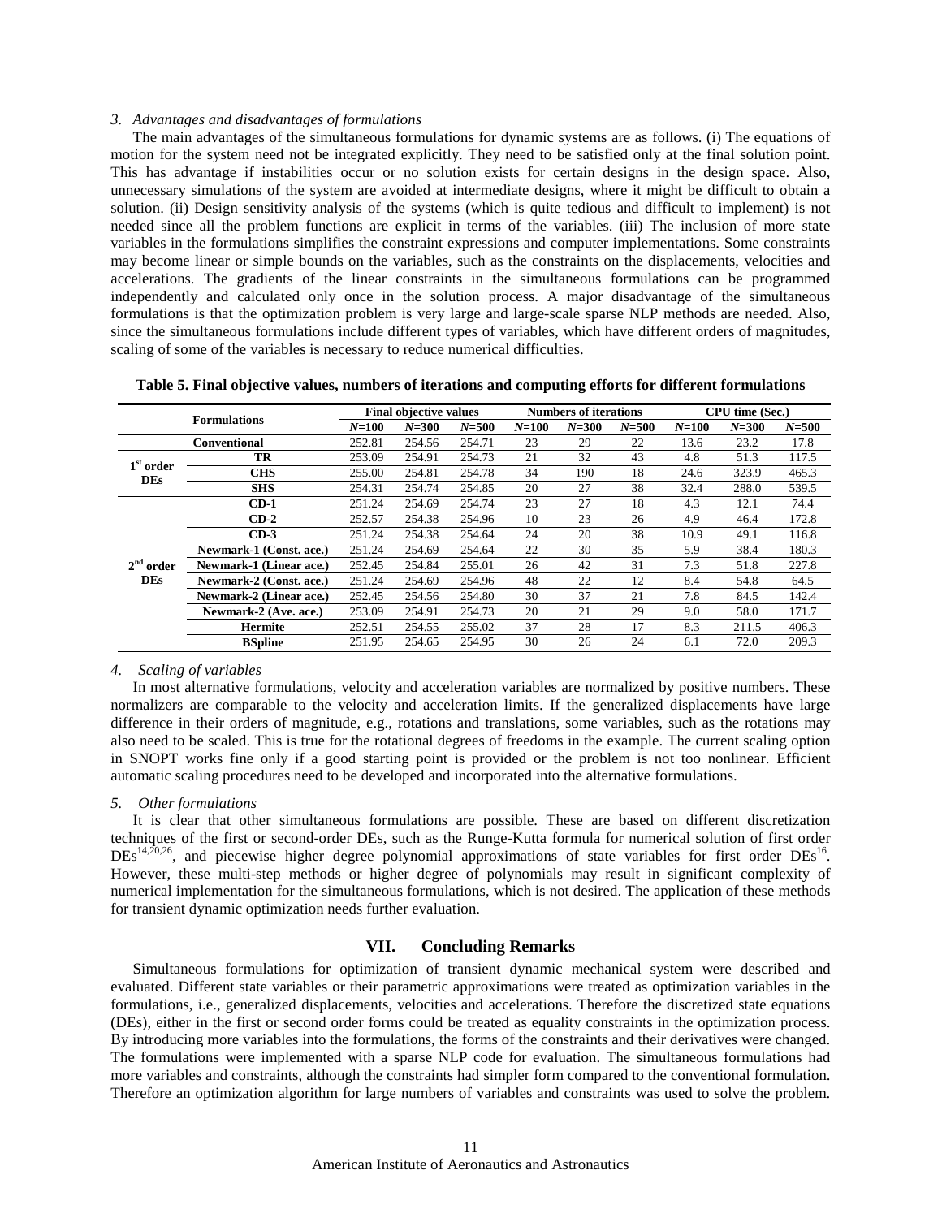*3. Advantages and disadvantages of formulations*

The main advantages of the simultaneous formulations for dynamic systems are as follows. (i) The equations of motion for the system need not be integrated explicitly. They need to be satisfied only at the final solution point. This has advantage if instabilities occur or no solution exists for certain designs in the design space. Also, unnecessary simulations of the system are avoided at intermediate designs, where it might be difficult to obtain a solution. (ii) Design sensitivity analysis of the systems (which is quite tedious and difficult to implement) is not needed since all the problem functions are explicit in terms of the variables. (iii) The inclusion of more state variables in the formulations simplifies the constraint expressions and computer implementations. Some constraints may become linear or simple bounds on the variables, such as the constraints on the displacements, velocities and accelerations. The gradients of the linear constraints in the simultaneous formulations can be programmed independently and calculated only once in the solution process. A major disadvantage of the simultaneous formulations is that the optimization problem is very large and large-scale sparse NLP methods are needed. Also, since the simultaneous formulations include different types of variables, which have different orders of magnitudes, scaling of some of the variables is necessary to reduce numerical difficulties.

**Table 5. Final objective values, numbers of iterations and computing efforts for different formulations**

| Formulations | | Final objective values | | | Numbers of iterations | | | CPU time (Sec.) | | |
|---|---|---|---|---|---|---|---|---|---|---|
| | | $N$=100 | $N$=300 | $N$=500 | $N$=100 | $N$=300 | $N$=500 | $N$=100 | $N$=300 | $N$=500 |
| **Conventional** | | 252.81 | 254.56 | 254.71 | 23 | 29 | 22 | 13.6 | 23.2 | 17.8 |
| **1st order DEs** | **TR** | 253.09 | 254.91 | 254.73 | 21 | 32 | 43 | 4.8 | 51.3 | 117.5 |
| | **CHS** | 255.00 | 254.81 | 254.78 | 34 | 190 | 18 | 24.6 | 323.9 | 465.3 |
| | **SHS** | 254.31 | 254.74 | 254.85 | 20 | 27 | 38 | 32.4 | 288.0 | 539.5 |
| **2nd order DEs** | **CD-1** | 251.24 | 254.69 | 254.74 | 23 | 27 | 18 | 4.3 | 12.1 | 74.4 |
| | **CD-2** | 252.57 | 254.38 | 254.96 | 10 | 23 | 26 | 4.9 | 46.4 | 172.8 |
| | **CD-3** | 251.24 | 254.38 | 254.64 | 24 | 20 | 38 | 10.9 | 49.1 | 116.8 |
| | **Newmark-1 (Const. ace.)** | 251.24 | 254.69 | 254.64 | 22 | 30 | 35 | 5.9 | 38.4 | 180.3 |
| | **Newmark-1 (Linear ace.)** | 252.45 | 254.84 | 255.01 | 26 | 42 | 31 | 7.3 | 51.8 | 227.8 |
| | **Newmark-2 (Const. ace.)** | 251.24 | 254.69 | 254.96 | 48 | 22 | 12 | 8.4 | 54.8 | 64.5 |
| | **Newmark-2 (Linear ace.)** | 252.45 | 254.56 | 254.80 | 30 | 37 | 21 | 7.8 | 84.5 | 142.4 |
| | **Newmark-2 (Ave. ace.)** | 253.09 | 254.91 | 254.73 | 20 | 21 | 29 | 9.0 | 58.0 | 171.7 |
| | **Hermite** | 252.51 | 254.55 | 255.02 | 37 | 28 | 17 | 8.3 | 211.5 | 406.3 |
| | **BSpline** | 251.95 | 254.65 | 254.95 | 30 | 26 | 24 | 6.1 | 72.0 | 209.3 |

*4. Scaling of variables*

In most alternative formulations, velocity and acceleration variables are normalized by positive numbers. These normalizers are comparable to the velocity and acceleration limits. If the generalized displacements have large difference in their orders of magnitude, e.g., rotations and translations, some variables, such as the rotations may also need to be scaled. This is true for the rotational degrees of freedoms in the example. The current scaling option in SNOPT works fine only if a good starting point is provided or the problem is not too nonlinear. Efficient automatic scaling procedures need to be developed and incorporated into the alternative formulations.

*5. Other formulations*

It is clear that other simultaneous formulations are possible. These are based on different discretization techniques of the first or second-order DEs, such as the Runge-Kutta formula for numerical solution of first order DEs[14,20,26], and piecewise higher degree polynomial approximations of state variables for first order DEs[16]. However, these multi-step methods or higher degree of polynomials may result in significant complexity of numerical implementation for the simultaneous formulations, which is not desired. The application of these methods for transient dynamic optimization needs further evaluation.

## VII. Concluding Remarks

Simultaneous formulations for optimization of transient dynamic mechanical system were described and evaluated. Different state variables or their parametric approximations were treated as optimization variables in the formulations, i.e., generalized displacements, velocities and accelerations. Therefore the discretized state equations (DEs), either in the first or second order forms could be treated as equality constraints in the optimization process. By introducing more variables into the formulations, the forms of the constraints and their derivatives were changed. The formulations were implemented with a sparse NLP code for evaluation. The simultaneous formulations had more variables and constraints, although the constraints had simpler form compared to the conventional formulation. Therefore an optimization algorithm for large numbers of variables and constraints was used to solve the problem.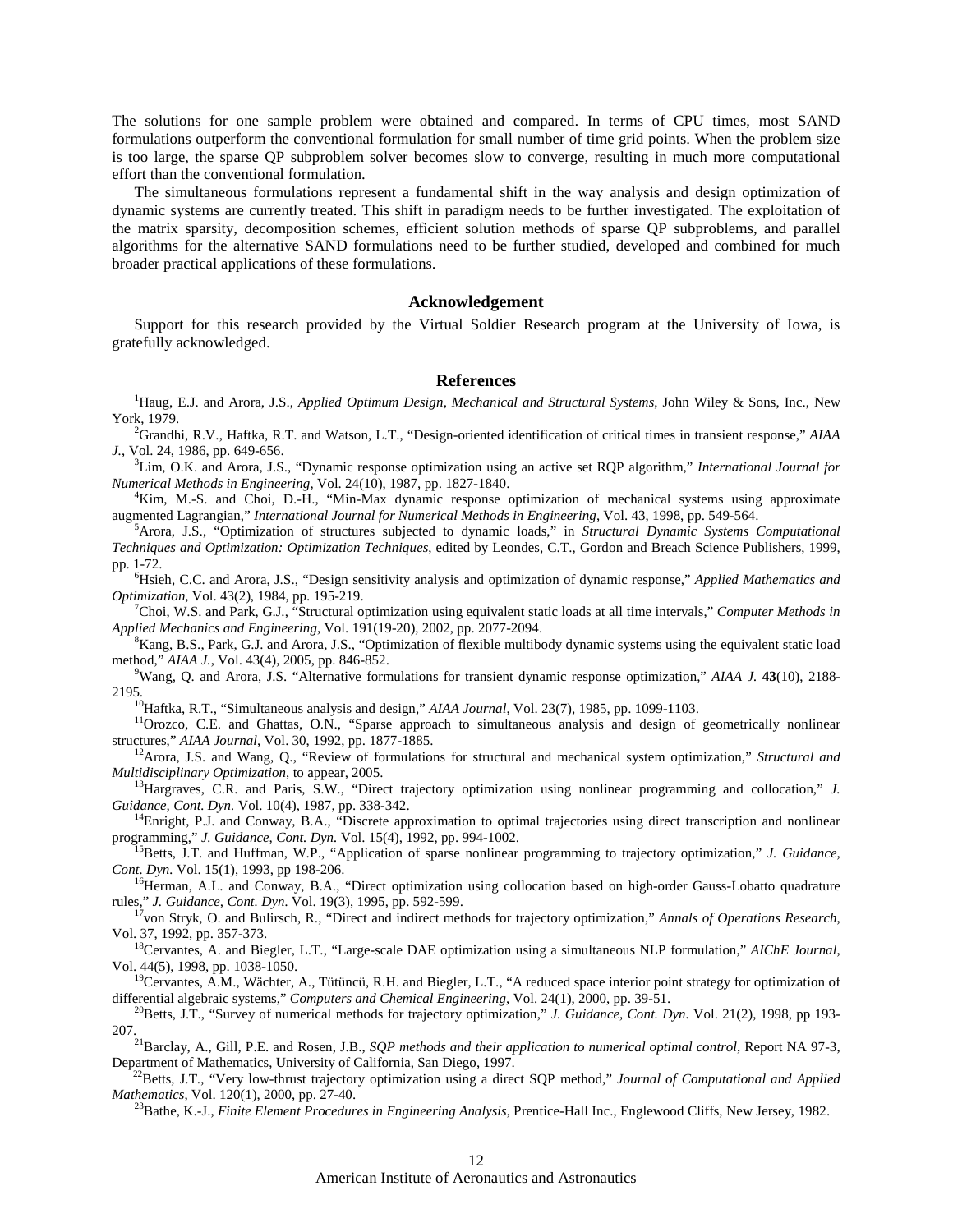The solutions for one sample problem were obtained and compared. In terms of CPU times, most SAND formulations outperform the conventional formulation for small number of time grid points. When the problem size is too large, the sparse QP subproblem solver becomes slow to converge, resulting in much more computational effort than the conventional formulation.

The simultaneous formulations represent a fundamental shift in the way analysis and design optimization of dynamic systems are currently treated. This shift in paradigm needs to be further investigated. The exploitation of the matrix sparsity, decomposition schemes, efficient solution methods of sparse QP subproblems, and parallel algorithms for the alternative SAND formulations need to be further studied, developed and combined for much broader practical applications of these formulations.

## Acknowledgement

Support for this research provided by the Virtual Soldier Research program at the University of Iowa, is gratefully acknowledged.

## References

[1]Haug, E.J. and Arora, J.S., *Applied Optimum Design, Mechanical and Structural Systems*, John Wiley & Sons, Inc., New York, 1979.

[2]Grandhi, R.V., Haftka, R.T. and Watson, L.T., "Design-oriented identification of critical times in transient response," *AIAA J.*, Vol. 24, 1986, pp. 649-656.

[3]Lim, O.K. and Arora, J.S., "Dynamic response optimization using an active set RQP algorithm," *International Journal for Numerical Methods in Engineering*, Vol. 24(10), 1987, pp. 1827-1840.

[4]Kim, M.-S. and Choi, D.-H., "Min-Max dynamic response optimization of mechanical systems using approximate augmented Lagrangian," *International Journal for Numerical Methods in Engineering*, Vol. 43, 1998, pp. 549-564.

[5]Arora, J.S., "Optimization of structures subjected to dynamic loads," in *Structural Dynamic Systems Computational Techniques and Optimization: Optimization Techniques*, edited by Leondes, C.T., Gordon and Breach Science Publishers, 1999, pp. 1-72.

[6]Hsieh, C.C. and Arora, J.S., "Design sensitivity analysis and optimization of dynamic response," *Applied Mathematics and Optimization*, Vol. 43(2), 1984, pp. 195-219.

[7]Choi, W.S. and Park, G.J., "Structural optimization using equivalent static loads at all time intervals," *Computer Methods in Applied Mechanics and Engineering*, Vol. 191(19-20), 2002, pp. 2077-2094.

[8]Kang, B.S., Park, G.J. and Arora, J.S., "Optimization of flexible multibody dynamic systems using the equivalent static load method," *AIAA J.*, Vol. 43(4), 2005, pp. 846-852.

[9]Wang, Q. and Arora, J.S. "Alternative formulations for transient dynamic response optimization," *AIAA J.* **43**(10), 2188-2195.

[10]Haftka, R.T., "Simultaneous analysis and design," *AIAA Journal*, Vol. 23(7), 1985, pp. 1099-1103.

[11]Orozco, C.E. and Ghattas, O.N., "Sparse approach to simultaneous analysis and design of geometrically nonlinear structures," *AIAA Journal*, Vol. 30, 1992, pp. 1877-1885.

[12]Arora, J.S. and Wang, Q., "Review of formulations for structural and mechanical system optimization," *Structural and Multidisciplinary Optimization*, to appear, 2005.

[13]Hargraves, C.R. and Paris, S.W., "Direct trajectory optimization using nonlinear programming and collocation," *J. Guidance, Cont. Dyn.* Vol. 10(4), 1987, pp. 338-342.

[14]Enright, P.J. and Conway, B.A., "Discrete approximation to optimal trajectories using direct transcription and nonlinear programming," *J. Guidance, Cont. Dyn.* Vol. 15(4), 1992, pp. 994-1002.

[15]Betts, J.T. and Huffman, W.P., "Application of sparse nonlinear programming to trajectory optimization," *J. Guidance, Cont. Dyn.* Vol. 15(1), 1993, pp 198-206.

[16]Herman, A.L. and Conway, B.A., "Direct optimization using collocation based on high-order Gauss-Lobatto quadrature rules," *J. Guidance, Cont. Dyn.* Vol. 19(3), 1995, pp. 592-599.

[17]von Stryk, O. and Bulirsch, R., "Direct and indirect methods for trajectory optimization," *Annals of Operations Research*, Vol. 37, 1992, pp. 357-373.

[18]Cervantes, A. and Biegler, L.T., "Large-scale DAE optimization using a simultaneous NLP formulation," *AIChE Journal*, Vol. 44(5), 1998, pp. 1038-1050.

[19]Cervantes, A.M., Wächter, A., Tütüncü, R.H. and Biegler, L.T., "A reduced space interior point strategy for optimization of differential algebraic systems," *Computers and Chemical Engineering*, Vol. 24(1), 2000, pp. 39-51.

[20]Betts, J.T., "Survey of numerical methods for trajectory optimization," *J. Guidance, Cont. Dyn.* Vol. 21(2), 1998, pp 193-207.

[21]Barclay, A., Gill, P.E. and Rosen, J.B., *SQP methods and their application to numerical optimal control*, Report NA 97-3, Department of Mathematics, University of California, San Diego, 1997.

[22]Betts, J.T., "Very low-thrust trajectory optimization using a direct SQP method," *Journal of Computational and Applied Mathematics*, Vol. 120(1), 2000, pp. 27-40.

[23]Bathe, K.-J., *Finite Element Procedures in Engineering Analysis*, Prentice-Hall Inc., Englewood Cliffs, New Jersey, 1982.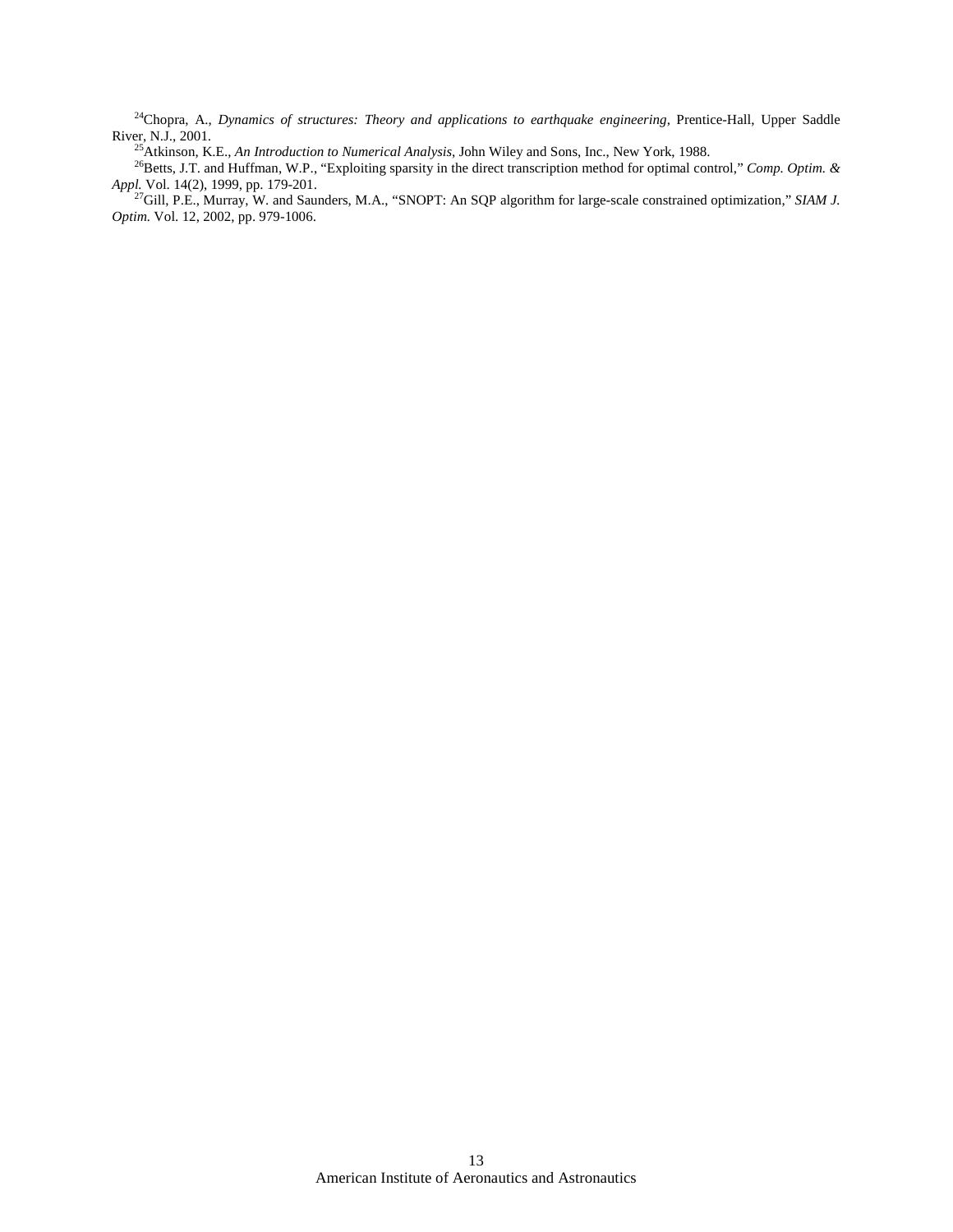[24]Chopra, A., *Dynamics of structures: Theory and applications to earthquake engineering*, Prentice-Hall, Upper Saddle River, N.J., 2001.

[25]Atkinson, K.E., *An Introduction to Numerical Analysis*, John Wiley and Sons, Inc., New York, 1988.

[26]Betts, J.T. and Huffman, W.P., "Exploiting sparsity in the direct transcription method for optimal control," *Comp. Optim. & Appl.* Vol. 14(2), 1999, pp. 179-201.

[27]Gill, P.E., Murray, W. and Saunders, M.A., "SNOPT: An SQP algorithm for large-scale constrained optimization," *SIAM J. Optim.* Vol. 12, 2002, pp. 979-1006.